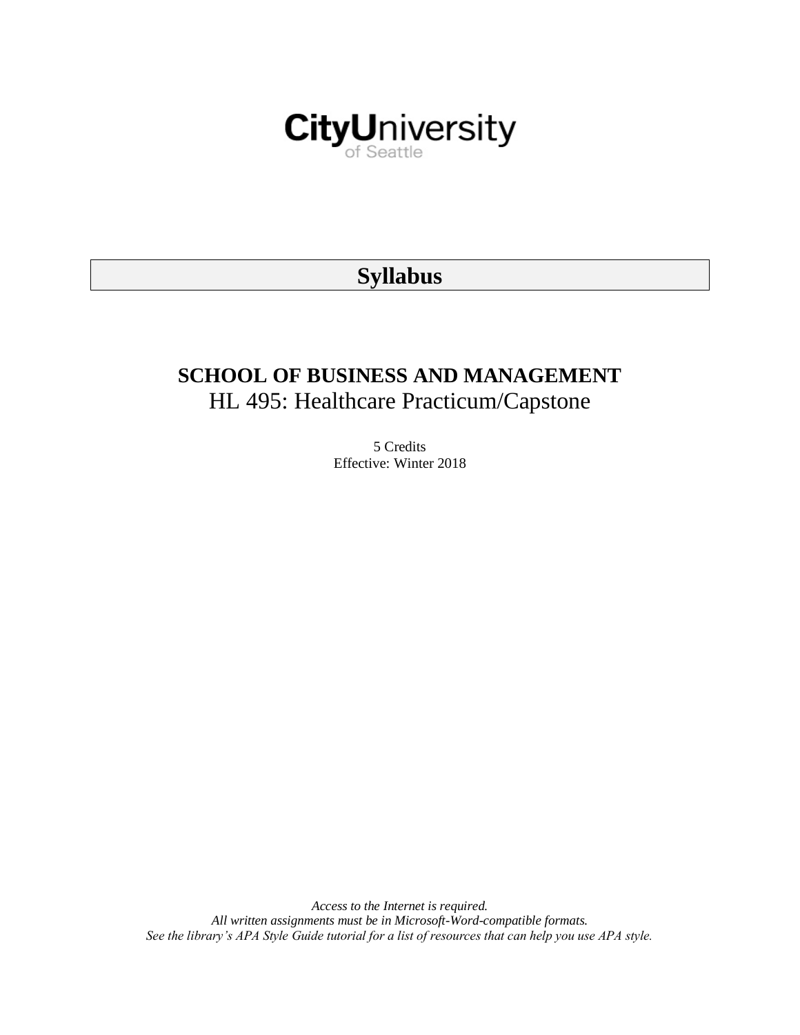CityUniversity of Seattle

# Syllabus

## SCHOOL OF BUSINESS AND MANAGEMENT

HL 495: Healthcare Practicum/Capstone

5 Credits
Effective: Winter 2018

*Access to the Internet is required.*
*All written assignments must be in Microsoft-Word-compatible formats.*
*See the library's APA Style Guide tutorial for a list of resources that can help you use APA style.*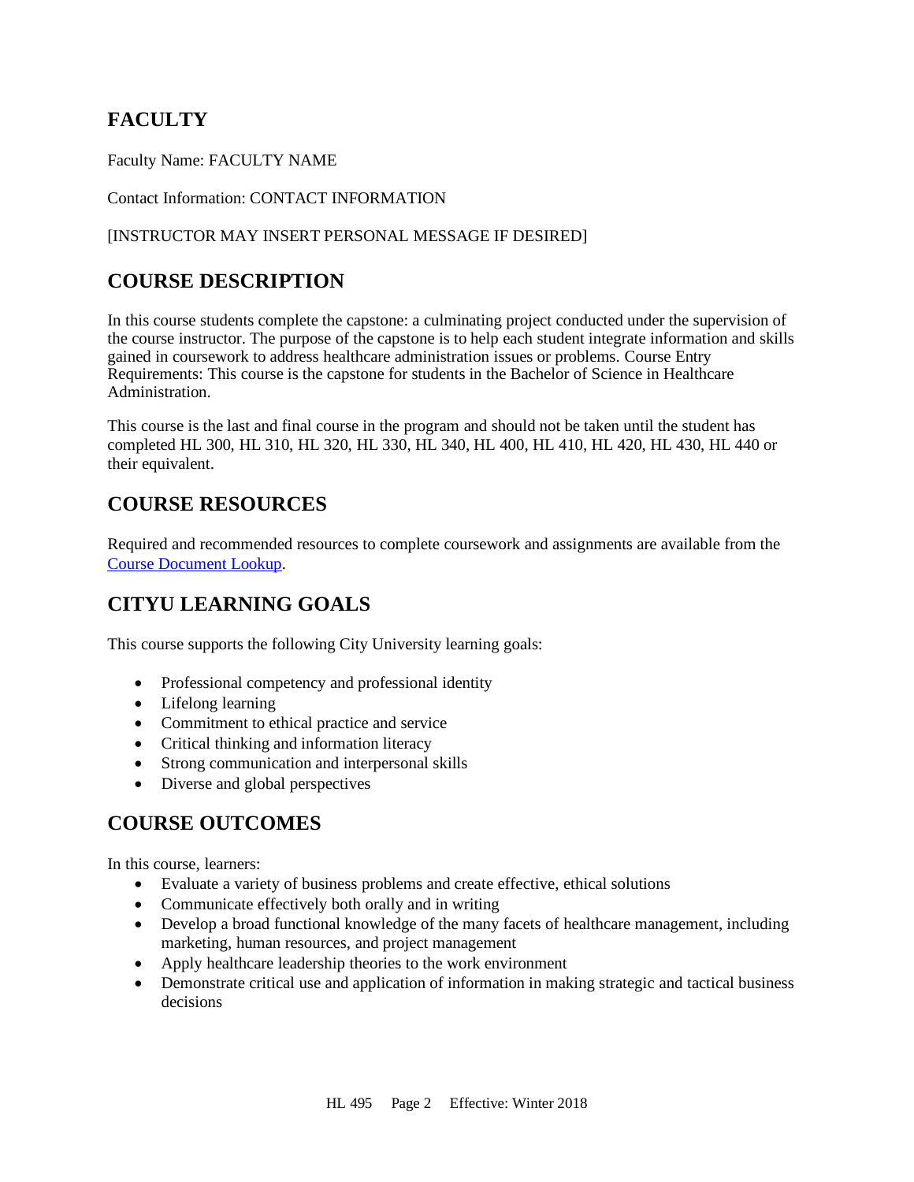## FACULTY

Faculty Name: FACULTY NAME

Contact Information: CONTACT INFORMATION

[INSTRUCTOR MAY INSERT PERSONAL MESSAGE IF DESIRED]

## COURSE DESCRIPTION

In this course students complete the capstone: a culminating project conducted under the supervision of the course instructor. The purpose of the capstone is to help each student integrate information and skills gained in coursework to address healthcare administration issues or problems. Course Entry Requirements: This course is the capstone for students in the Bachelor of Science in Healthcare Administration.

This course is the last and final course in the program and should not be taken until the student has completed HL 300, HL 310, HL 320, HL 330, HL 340, HL 400, HL 410, HL 420, HL 430, HL 440 or their equivalent.

## COURSE RESOURCES

Required and recommended resources to complete coursework and assignments are available from the [Course Document Lookup](Course Document Lookup).

## CITYU LEARNING GOALS

This course supports the following City University learning goals:

- Professional competency and professional identity
- Lifelong learning
- Commitment to ethical practice and service
- Critical thinking and information literacy
- Strong communication and interpersonal skills
- Diverse and global perspectives

## COURSE OUTCOMES

In this course, learners:

- Evaluate a variety of business problems and create effective, ethical solutions
- Communicate effectively both orally and in writing
- Develop a broad functional knowledge of the many facets of healthcare management, including marketing, human resources, and project management
- Apply healthcare leadership theories to the work environment
- Demonstrate critical use and application of information in making strategic and tactical business decisions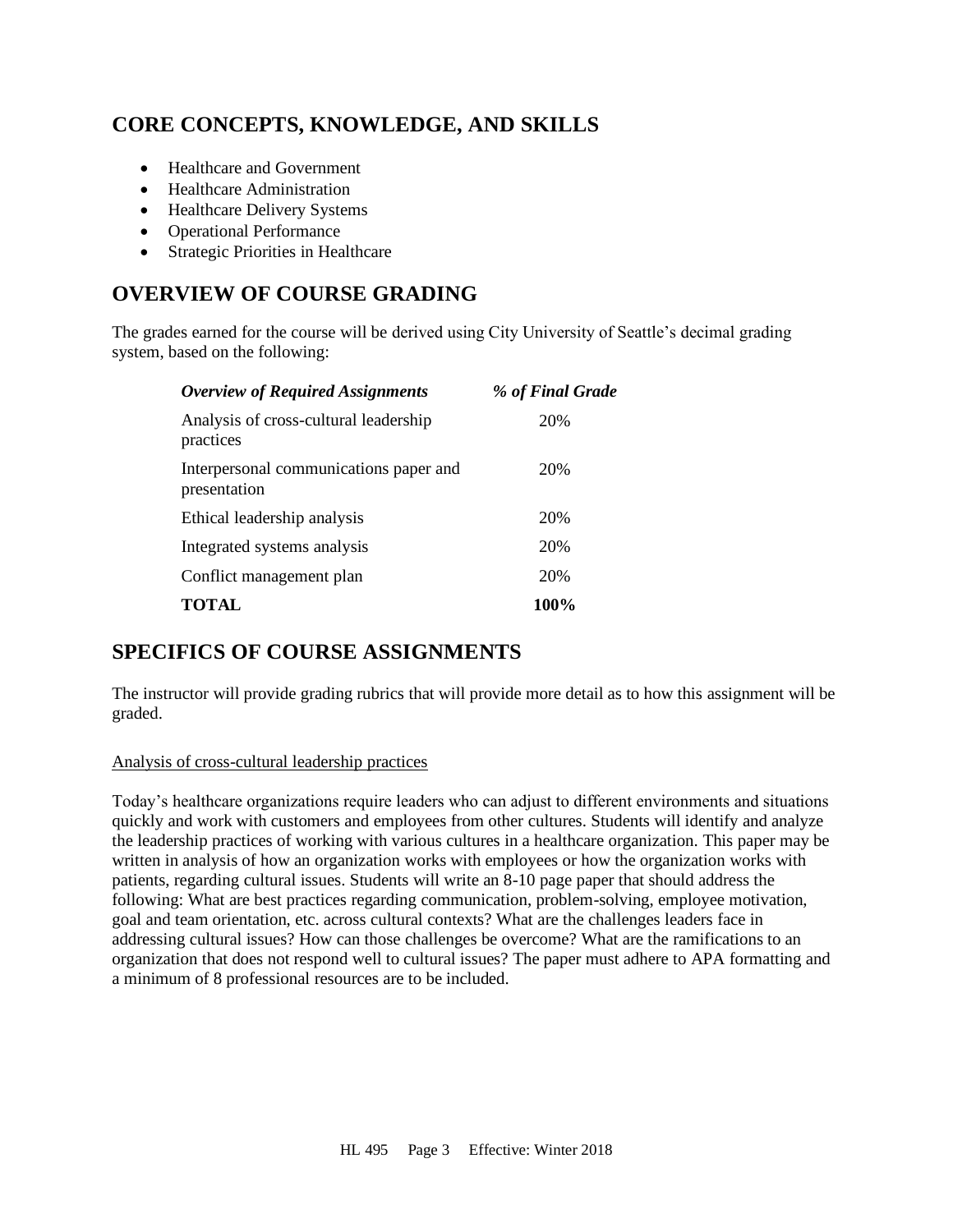## CORE CONCEPTS, KNOWLEDGE, AND SKILLS

- Healthcare and Government
- Healthcare Administration
- Healthcare Delivery Systems
- Operational Performance
- Strategic Priorities in Healthcare

## OVERVIEW OF COURSE GRADING

The grades earned for the course will be derived using City University of Seattle's decimal grading system, based on the following:

| *Overview of Required Assignments* | *% of Final Grade* |
|---|---|
| Analysis of cross-cultural leadership practices | 20% |
| Interpersonal communications paper and presentation | 20% |
| Ethical leadership analysis | 20% |
| Integrated systems analysis | 20% |
| Conflict management plan | 20% |
| **TOTAL** | **100%** |

## SPECIFICS OF COURSE ASSIGNMENTS

The instructor will provide grading rubrics that will provide more detail as to how this assignment will be graded.

Analysis of cross-cultural leadership practices

Today's healthcare organizations require leaders who can adjust to different environments and situations quickly and work with customers and employees from other cultures. Students will identify and analyze the leadership practices of working with various cultures in a healthcare organization. This paper may be written in analysis of how an organization works with employees or how the organization works with patients, regarding cultural issues. Students will write an 8-10 page paper that should address the following: What are best practices regarding communication, problem-solving, employee motivation, goal and team orientation, etc. across cultural contexts? What are the challenges leaders face in addressing cultural issues? How can those challenges be overcome? What are the ramifications to an organization that does not respond well to cultural issues? The paper must adhere to APA formatting and a minimum of 8 professional resources are to be included.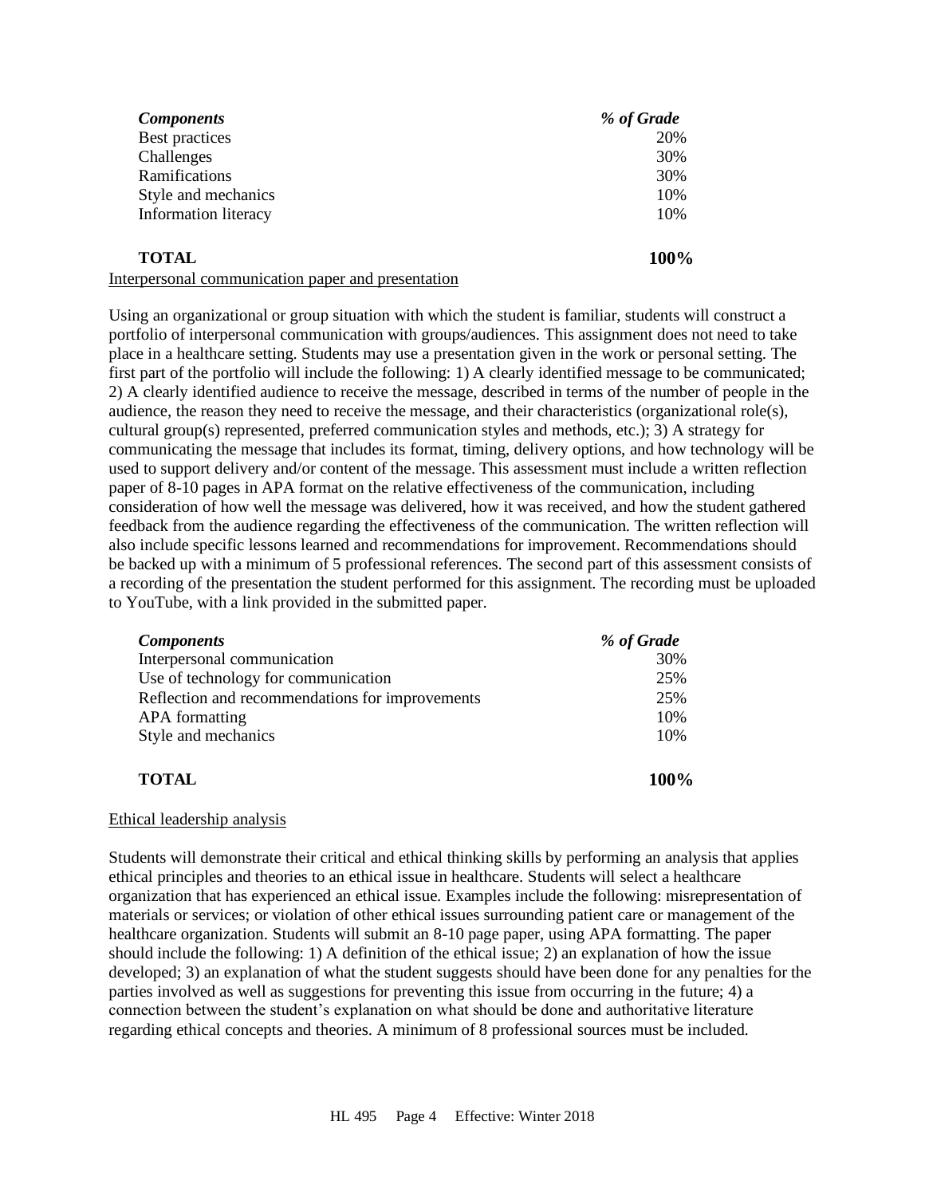| *Components* | *% of Grade* |
|---|---|
| Best practices | 20% |
| Challenges | 30% |
| Ramifications | 30% |
| Style and mechanics | 10% |
| Information literacy | 10% |
| **TOTAL** | **100%** |

Interpersonal communication paper and presentation

Using an organizational or group situation with which the student is familiar, students will construct a portfolio of interpersonal communication with groups/audiences. This assignment does not need to take place in a healthcare setting. Students may use a presentation given in the work or personal setting. The first part of the portfolio will include the following: 1) A clearly identified message to be communicated; 2) A clearly identified audience to receive the message, described in terms of the number of people in the audience, the reason they need to receive the message, and their characteristics (organizational role(s), cultural group(s) represented, preferred communication styles and methods, etc.); 3) A strategy for communicating the message that includes its format, timing, delivery options, and how technology will be used to support delivery and/or content of the message. This assessment must include a written reflection paper of 8-10 pages in APA format on the relative effectiveness of the communication, including consideration of how well the message was delivered, how it was received, and how the student gathered feedback from the audience regarding the effectiveness of the communication. The written reflection will also include specific lessons learned and recommendations for improvement. Recommendations should be backed up with a minimum of 5 professional references. The second part of this assessment consists of a recording of the presentation the student performed for this assignment. The recording must be uploaded to YouTube, with a link provided in the submitted paper.

| *Components* | *% of Grade* |
|---|---|
| Interpersonal communication | 30% |
| Use of technology for communication | 25% |
| Reflection and recommendations for improvements | 25% |
| APA formatting | 10% |
| Style and mechanics | 10% |
| **TOTAL** | **100%** |

Ethical leadership analysis

Students will demonstrate their critical and ethical thinking skills by performing an analysis that applies ethical principles and theories to an ethical issue in healthcare. Students will select a healthcare organization that has experienced an ethical issue. Examples include the following: misrepresentation of materials or services; or violation of other ethical issues surrounding patient care or management of the healthcare organization. Students will submit an 8-10 page paper, using APA formatting. The paper should include the following: 1) A definition of the ethical issue; 2) an explanation of how the issue developed; 3) an explanation of what the student suggests should have been done for any penalties for the parties involved as well as suggestions for preventing this issue from occurring in the future; 4) a connection between the student's explanation on what should be done and authoritative literature regarding ethical concepts and theories. A minimum of 8 professional sources must be included.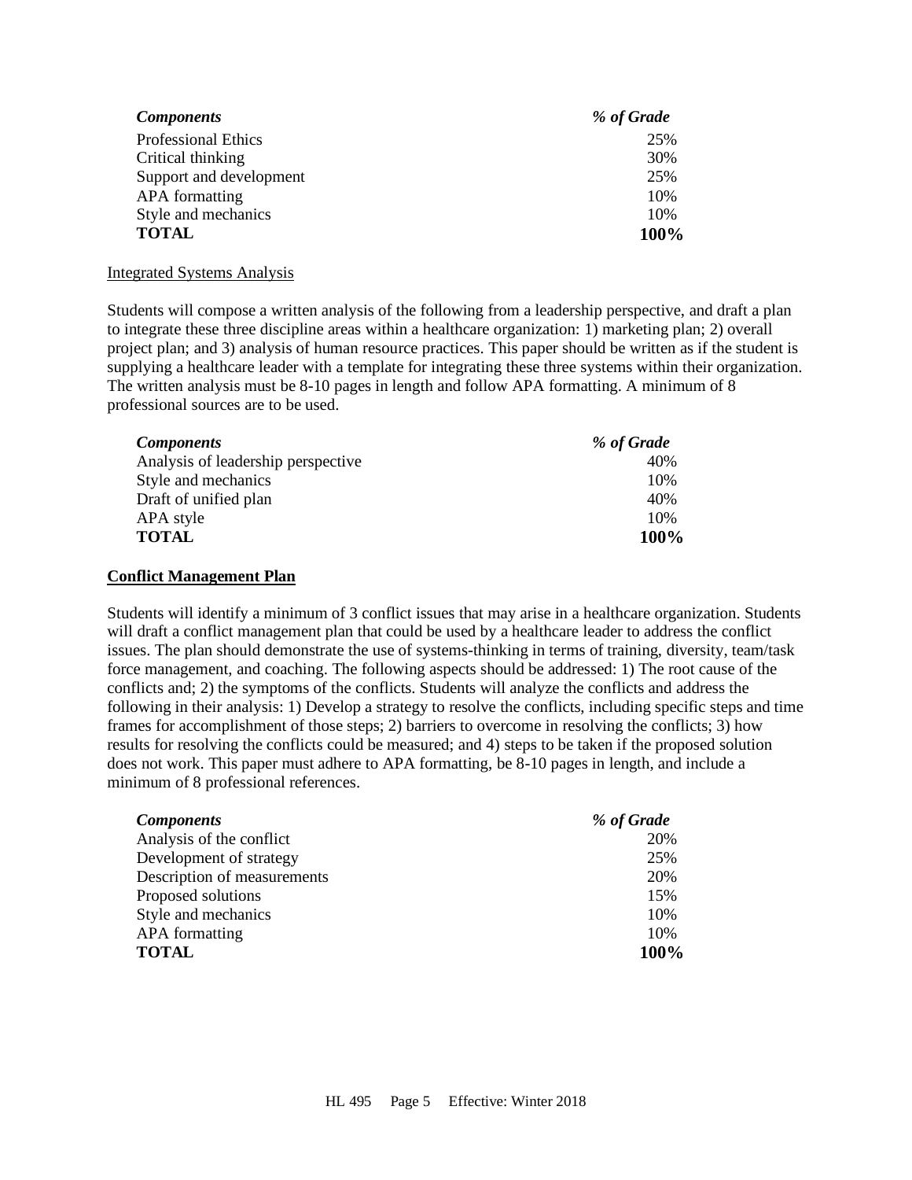| *Components* | *% of Grade* |
|---|---|
| Professional Ethics | 25% |
| Critical thinking | 30% |
| Support and development | 25% |
| APA formatting | 10% |
| Style and mechanics | 10% |
| **TOTAL** | **100%** |

Integrated Systems Analysis

Students will compose a written analysis of the following from a leadership perspective, and draft a plan to integrate these three discipline areas within a healthcare organization: 1) marketing plan; 2) overall project plan; and 3) analysis of human resource practices. This paper should be written as if the student is supplying a healthcare leader with a template for integrating these three systems within their organization. The written analysis must be 8-10 pages in length and follow APA formatting. A minimum of 8 professional sources are to be used.

| *Components* | *% of Grade* |
|---|---|
| Analysis of leadership perspective | 40% |
| Style and mechanics | 10% |
| Draft of unified plan | 40% |
| APA style | 10% |
| **TOTAL** | **100%** |

**Conflict Management Plan**

Students will identify a minimum of 3 conflict issues that may arise in a healthcare organization. Students will draft a conflict management plan that could be used by a healthcare leader to address the conflict issues. The plan should demonstrate the use of systems-thinking in terms of training, diversity, team/task force management, and coaching. The following aspects should be addressed: 1) The root cause of the conflicts and; 2) the symptoms of the conflicts. Students will analyze the conflicts and address the following in their analysis: 1) Develop a strategy to resolve the conflicts, including specific steps and time frames for accomplishment of those steps; 2) barriers to overcome in resolving the conflicts; 3) how results for resolving the conflicts could be measured; and 4) steps to be taken if the proposed solution does not work. This paper must adhere to APA formatting, be 8-10 pages in length, and include a minimum of 8 professional references.

| *Components* | *% of Grade* |
|---|---|
| Analysis of the conflict | 20% |
| Development of strategy | 25% |
| Description of measurements | 20% |
| Proposed solutions | 15% |
| Style and mechanics | 10% |
| APA formatting | 10% |
| **TOTAL** | **100%** |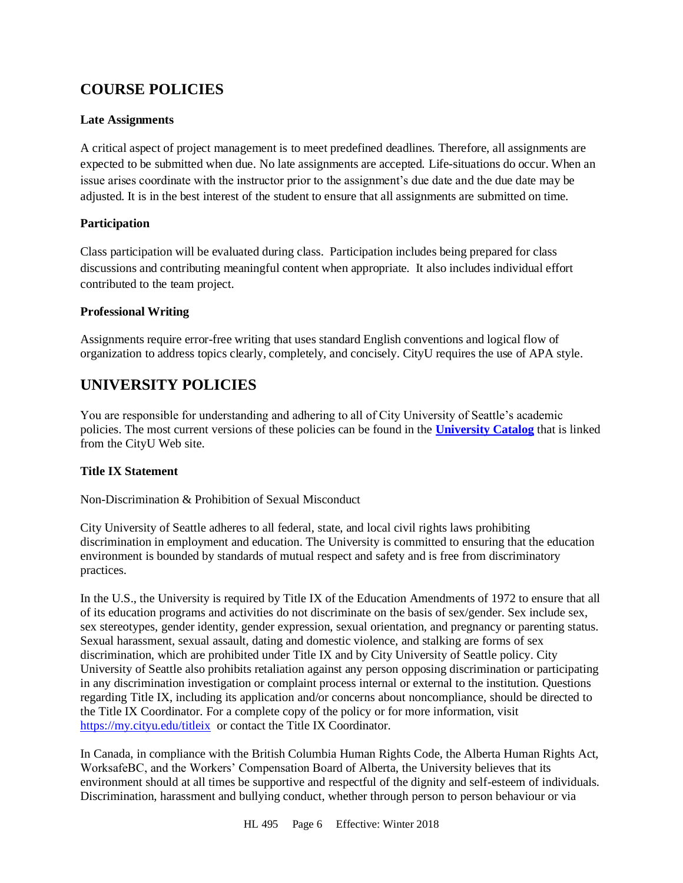## COURSE POLICIES

### Late Assignments

A critical aspect of project management is to meet predefined deadlines. Therefore, all assignments are expected to be submitted when due. No late assignments are accepted. Life-situations do occur. When an issue arises coordinate with the instructor prior to the assignment's due date and the due date may be adjusted. It is in the best interest of the student to ensure that all assignments are submitted on time.

### Participation

Class participation will be evaluated during class. Participation includes being prepared for class discussions and contributing meaningful content when appropriate. It also includes individual effort contributed to the team project.

### Professional Writing

Assignments require error-free writing that uses standard English conventions and logical flow of organization to address topics clearly, completely, and concisely. CityU requires the use of APA style.

## UNIVERSITY POLICIES

You are responsible for understanding and adhering to all of City University of Seattle's academic policies. The most current versions of these policies can be found in the **University Catalog** that is linked from the CityU Web site.

### Title IX Statement

Non-Discrimination & Prohibition of Sexual Misconduct

City University of Seattle adheres to all federal, state, and local civil rights laws prohibiting discrimination in employment and education. The University is committed to ensuring that the education environment is bounded by standards of mutual respect and safety and is free from discriminatory practices.

In the U.S., the University is required by Title IX of the Education Amendments of 1972 to ensure that all of its education programs and activities do not discriminate on the basis of sex/gender. Sex include sex, sex stereotypes, gender identity, gender expression, sexual orientation, and pregnancy or parenting status. Sexual harassment, sexual assault, dating and domestic violence, and stalking are forms of sex discrimination, which are prohibited under Title IX and by City University of Seattle policy. City University of Seattle also prohibits retaliation against any person opposing discrimination or participating in any discrimination investigation or complaint process internal or external to the institution. Questions regarding Title IX, including its application and/or concerns about noncompliance, should be directed to the Title IX Coordinator. For a complete copy of the policy or for more information, visit https://my.cityu.edu/titleix or contact the Title IX Coordinator.

In Canada, in compliance with the British Columbia Human Rights Code, the Alberta Human Rights Act, WorksafeBC, and the Workers' Compensation Board of Alberta, the University believes that its environment should at all times be supportive and respectful of the dignity and self-esteem of individuals. Discrimination, harassment and bullying conduct, whether through person to person behaviour or via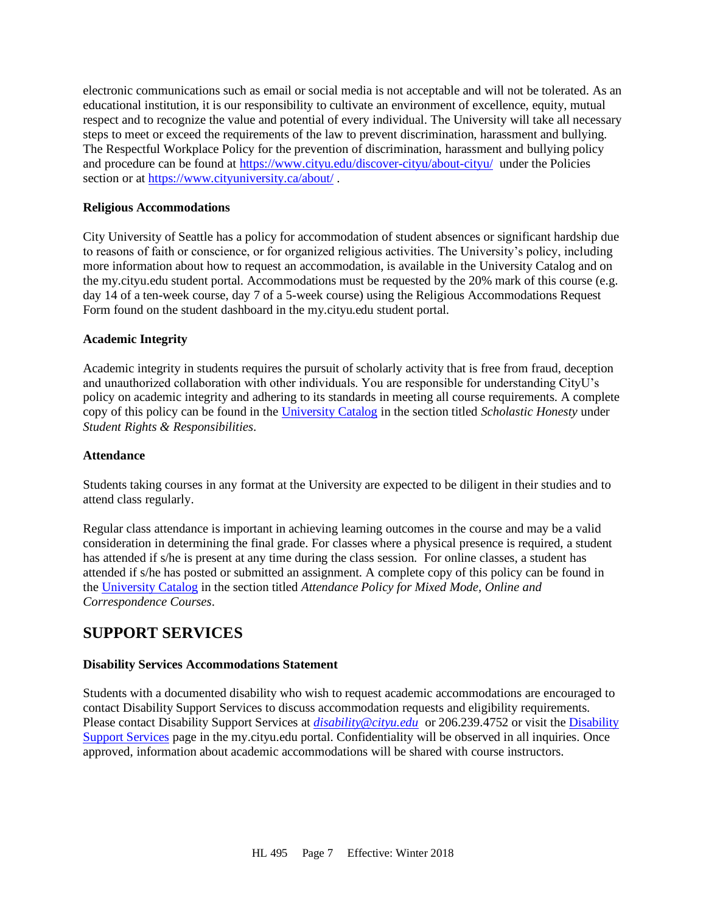electronic communications such as email or social media is not acceptable and will not be tolerated. As an educational institution, it is our responsibility to cultivate an environment of excellence, equity, mutual respect and to recognize the value and potential of every individual. The University will take all necessary steps to meet or exceed the requirements of the law to prevent discrimination, harassment and bullying. The Respectful Workplace Policy for the prevention of discrimination, harassment and bullying policy and procedure can be found at https://www.cityu.edu/discover-cityu/about-cityu/ under the Policies section or at https://www.cityuniversity.ca/about/ .

**Religious Accommodations**

City University of Seattle has a policy for accommodation of student absences or significant hardship due to reasons of faith or conscience, or for organized religious activities. The University's policy, including more information about how to request an accommodation, is available in the University Catalog and on the my.cityu.edu student portal. Accommodations must be requested by the 20% mark of this course (e.g. day 14 of a ten-week course, day 7 of a 5-week course) using the Religious Accommodations Request Form found on the student dashboard in the my.cityu.edu student portal.

**Academic Integrity**

Academic integrity in students requires the pursuit of scholarly activity that is free from fraud, deception and unauthorized collaboration with other individuals. You are responsible for understanding CityU's policy on academic integrity and adhering to its standards in meeting all course requirements. A complete copy of this policy can be found in the University Catalog in the section titled *Scholastic Honesty* under *Student Rights & Responsibilities*.

**Attendance**

Students taking courses in any format at the University are expected to be diligent in their studies and to attend class regularly.

Regular class attendance is important in achieving learning outcomes in the course and may be a valid consideration in determining the final grade. For classes where a physical presence is required, a student has attended if s/he is present at any time during the class session. For online classes, a student has attended if s/he has posted or submitted an assignment. A complete copy of this policy can be found in the University Catalog in the section titled *Attendance Policy for Mixed Mode, Online and Correspondence Courses*.

## SUPPORT SERVICES

**Disability Services Accommodations Statement**

Students with a documented disability who wish to request academic accommodations are encouraged to contact Disability Support Services to discuss accommodation requests and eligibility requirements. Please contact Disability Support Services at ***disability@cityu.edu*** or 206.239.4752 or visit the Disability Support Services page in the my.cityu.edu portal. Confidentiality will be observed in all inquiries. Once approved, information about academic accommodations will be shared with course instructors.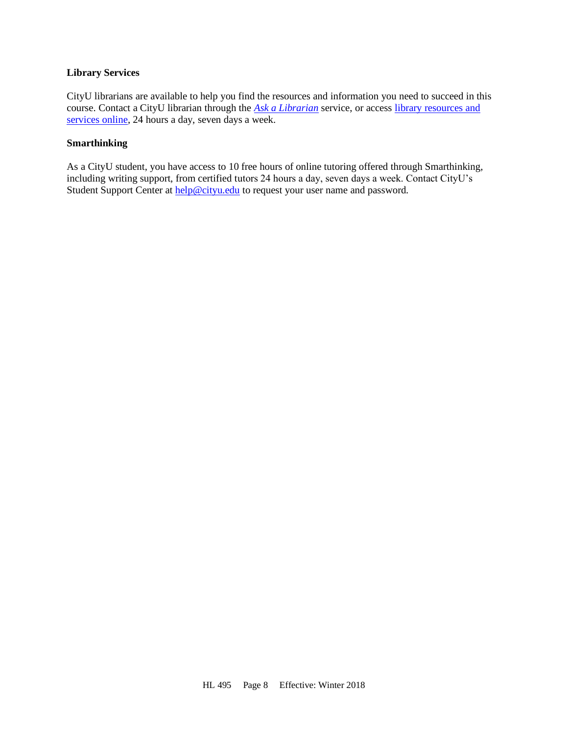### Library Services

CityU librarians are available to help you find the resources and information you need to succeed in this course. Contact a CityU librarian through the *Ask a Librarian* service, or access library resources and services online, 24 hours a day, seven days a week.

### Smarthinking

As a CityU student, you have access to 10 free hours of online tutoring offered through Smarthinking, including writing support, from certified tutors 24 hours a day, seven days a week. Contact CityU's Student Support Center at help@cityu.edu to request your user name and password.